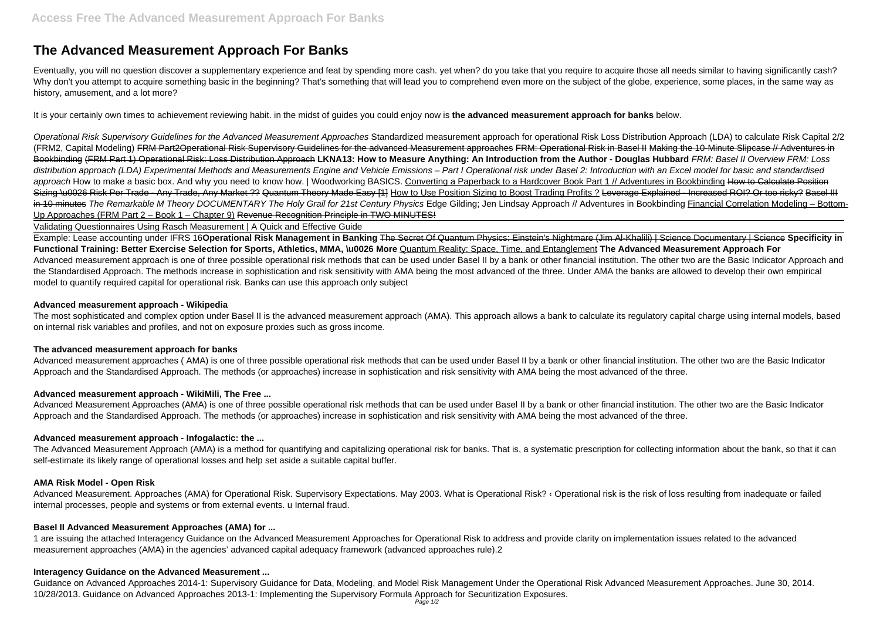# The Advanced Measurement Approach For Banks

Eventually, you will no question discover a supplementary experience and feat by spending more cash. yet when? do you take that you require to acquire those all needs similar to having significantly cash? Why don't you attempt to acquire something basic in the beginning? That's something that will lead you to comprehend even more on the subject of the globe, experience, some places, in the same way as history, amusement, and a lot more?

It is your certainly own times to achievement reviewing habit. in the midst of guides you could enjoy now is **the advanced measurement approach for banks** below.

*Operational Risk Supervisory Guidelines for the Advanced Measurement Approaches* Standardized measurement approach for operational Risk Loss Distribution Approach (LDA) to calculate Risk Capital 2/2 (FRM2, Capital Modeling) ~~FRM Part2Operational Risk Supervisory Guidelines for the advanced Measurement approaches~~ ~~FRM: Operational Risk in Basel II~~ ~~Making the 10-Minute Slipcase // Adventures in Bookbinding~~ ~~(FRM Part 1) Operational Risk: Loss Distribution Approach~~ **LKNA13: How to Measure Anything: An Introduction from the Author - Douglas Hubbard** *FRM: Basel II Overview FRM: Loss distribution approach (LDA) Experimental Methods and Measurements Engine and Vehicle Emissions – Part I Operational risk under Basel 2: Introduction with an Excel model for basic and standardised approach* How to make a basic box. And why you need to know how. | Woodworking BASICS. Converting a Paperback to a Hardcover Book Part 1 // Adventures in Bookbinding ~~How to Calculate Position Sizing \u0026 Risk Per Trade - Any Trade, Any Market ??~~ ~~Quantum Theory Made Easy [1]~~ How to Use Position Sizing to Boost Trading Profits ? ~~Leverage Explained - Increased ROI? Or too risky?~~ ~~Basel III in 10 minutes~~ *The Remarkable M Theory DOCUMENTARY The Holy Grail for 21st Century Physics* Edge Gilding; Jen Lindsay Approach // Adventures in Bookbinding Financial Correlation Modeling – Bottom-Up Approaches (FRM Part 2 – Book 1 – Chapter 9) ~~Revenue Recognition Principle in TWO MINUTES!~~

Validating Questionnaires Using Rasch Measurement | A Quick and Effective Guide

Example: Lease accounting under IFRS 16**Operational Risk Management in Banking** ~~The Secret Of Quantum Physics: Einstein's Nightmare (Jim Al-Khalili) | Science Documentary | Science~~ **Specificity in Functional Training: Better Exercise Selection for Sports, Athletics, MMA, \u0026 More** Quantum Reality: Space, Time, and Entanglement **The Advanced Measurement Approach For**
Advanced measurement approach is one of three possible operational risk methods that can be used under Basel II by a bank or other financial institution. The other two are the Basic Indicator Approach and the Standardised Approach. The methods increase in sophistication and risk sensitivity with AMA being the most advanced of the three. Under AMA the banks are allowed to develop their own empirical model to quantify required capital for operational risk. Banks can use this approach only subject

**Advanced measurement approach - Wikipedia**

The most sophisticated and complex option under Basel II is the advanced measurement approach (AMA). This approach allows a bank to calculate its regulatory capital charge using internal models, based on internal risk variables and profiles, and not on exposure proxies such as gross income.

**The advanced measurement approach for banks**

Advanced measurement approaches ( AMA) is one of three possible operational risk methods that can be used under Basel II by a bank or other financial institution. The other two are the Basic Indicator Approach and the Standardised Approach. The methods (or approaches) increase in sophistication and risk sensitivity with AMA being the most advanced of the three.

**Advanced measurement approach - WikiMili, The Free ...**

Advanced Measurement Approaches (AMA) is one of three possible operational risk methods that can be used under Basel II by a bank or other financial institution. The other two are the Basic Indicator Approach and the Standardised Approach. The methods (or approaches) increase in sophistication and risk sensitivity with AMA being the most advanced of the three.

**Advanced measurement approach - Infogalactic: the ...**

The Advanced Measurement Approach (AMA) is a method for quantifying and capitalizing operational risk for banks. That is, a systematic prescription for collecting information about the bank, so that it can self-estimate its likely range of operational losses and help set aside a suitable capital buffer.

**AMA Risk Model - Open Risk**

Advanced Measurement. Approaches (AMA) for Operational Risk. Supervisory Expectations. May 2003. What is Operational Risk? ‹ Operational risk is the risk of loss resulting from inadequate or failed internal processes, people and systems or from external events. u Internal fraud.

**Basel II Advanced Measurement Approaches (AMA) for ...**

1 are issuing the attached Interagency Guidance on the Advanced Measurement Approaches for Operational Risk to address and provide clarity on implementation issues related to the advanced measurement approaches (AMA) in the agencies' advanced capital adequacy framework (advanced approaches rule).2

**Interagency Guidance on the Advanced Measurement ...**

Guidance on Advanced Approaches 2014-1: Supervisory Guidance for Data, Modeling, and Model Risk Management Under the Operational Risk Advanced Measurement Approaches. June 30, 2014. 10/28/2013. Guidance on Advanced Approaches 2013-1: Implementing the Supervisory Formula Approach for Securitization Exposures.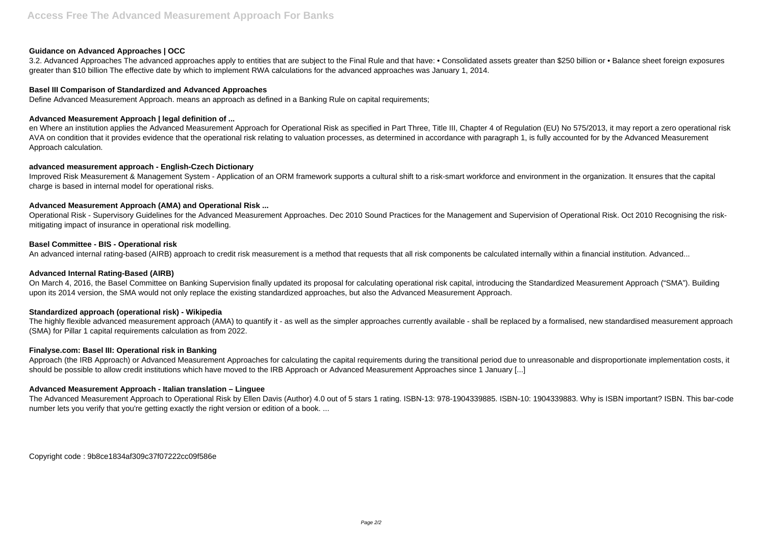### Guidance on Advanced Approaches | OCC

3.2. Advanced Approaches The advanced approaches apply to entities that are subject to the Final Rule and that have: • Consolidated assets greater than $250 billion or • Balance sheet foreign exposures greater than $10 billion The effective date by which to implement RWA calculations for the advanced approaches was January 1, 2014.

### Basel III Comparison of Standardized and Advanced Approaches

Define Advanced Measurement Approach. means an approach as defined in a Banking Rule on capital requirements;

### Advanced Measurement Approach | legal definition of ...

en Where an institution applies the Advanced Measurement Approach for Operational Risk as specified in Part Three, Title III, Chapter 4 of Regulation (EU) No 575/2013, it may report a zero operational risk AVA on condition that it provides evidence that the operational risk relating to valuation processes, as determined in accordance with paragraph 1, is fully accounted for by the Advanced Measurement Approach calculation.

### advanced measurement approach - English-Czech Dictionary

Improved Risk Measurement & Management System - Application of an ORM framework supports a cultural shift to a risk-smart workforce and environment in the organization. It ensures that the capital charge is based in internal model for operational risks.

### Advanced Measurement Approach (AMA) and Operational Risk ...

Operational Risk - Supervisory Guidelines for the Advanced Measurement Approaches. Dec 2010 Sound Practices for the Management and Supervision of Operational Risk. Oct 2010 Recognising the risk-mitigating impact of insurance in operational risk modelling.

### Basel Committee - BIS - Operational risk

An advanced internal rating-based (AIRB) approach to credit risk measurement is a method that requests that all risk components be calculated internally within a financial institution. Advanced...

### Advanced Internal Rating-Based (AIRB)

On March 4, 2016, the Basel Committee on Banking Supervision finally updated its proposal for calculating operational risk capital, introducing the Standardized Measurement Approach ("SMA"). Building upon its 2014 version, the SMA would not only replace the existing standardized approaches, but also the Advanced Measurement Approach.

### Standardized approach (operational risk) - Wikipedia

The highly flexible advanced measurement approach (AMA) to quantify it - as well as the simpler approaches currently available - shall be replaced by a formalised, new standardised measurement approach (SMA) for Pillar 1 capital requirements calculation as from 2022.

### Finalyse.com: Basel III: Operational risk in Banking

Approach (the IRB Approach) or Advanced Measurement Approaches for calculating the capital requirements during the transitional period due to unreasonable and disproportionate implementation costs, it should be possible to allow credit institutions which have moved to the IRB Approach or Advanced Measurement Approaches since 1 January [...]

### Advanced Measurement Approach - Italian translation – Linguee

The Advanced Measurement Approach to Operational Risk by Ellen Davis (Author) 4.0 out of 5 stars 1 rating. ISBN-13: 978-1904339885. ISBN-10: 1904339883. Why is ISBN important? ISBN. This bar-code number lets you verify that you're getting exactly the right version or edition of a book. ...

Copyright code : 9b8ce1834af309c37f07222cc09f586e